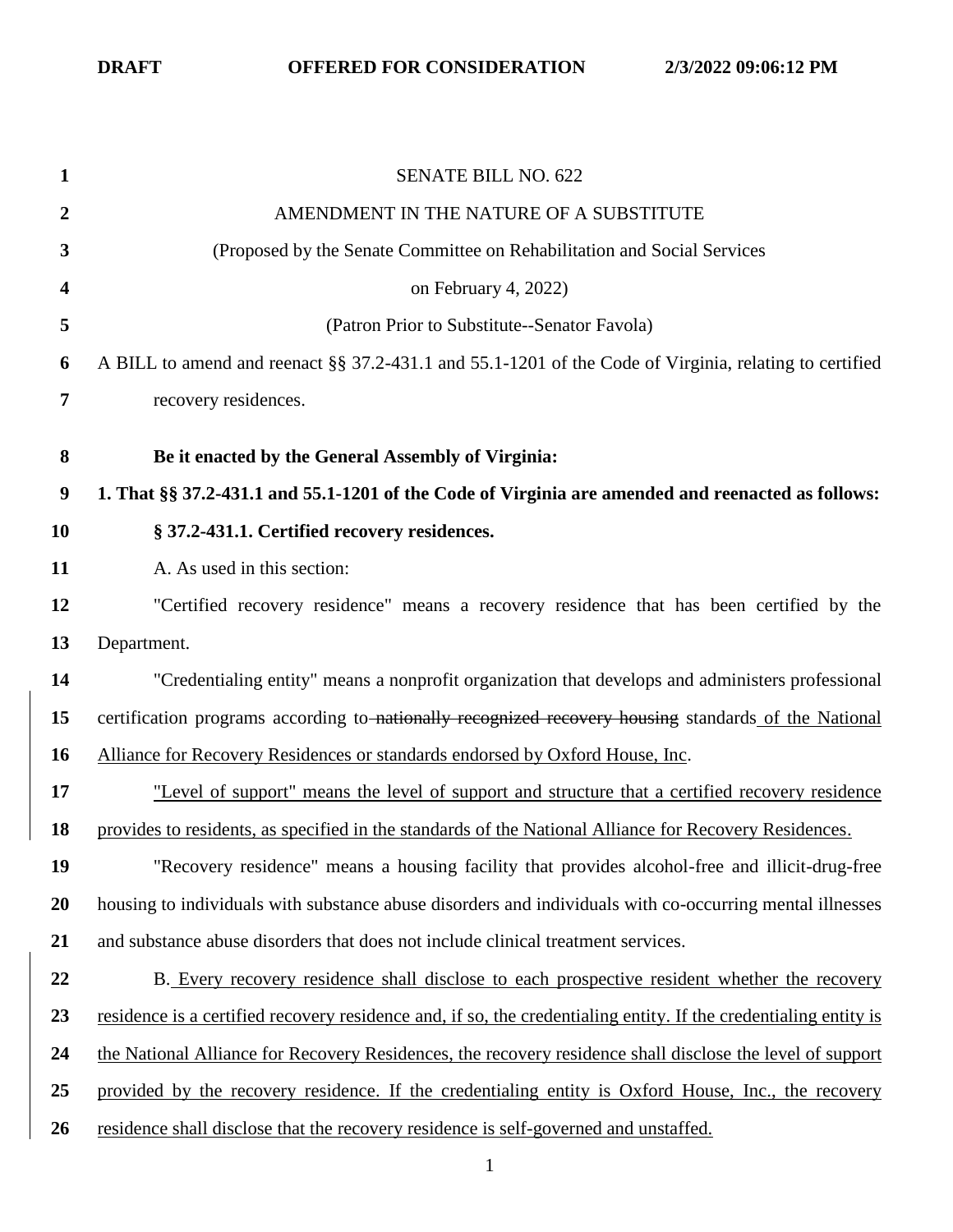DRAFT OFFERED FOR CONSIDERATION 2/3/2022 09:06:12 PM

SENATE BILL NO. 622

AMENDMENT IN THE NATURE OF A SUBSTITUTE

(Proposed by the Senate Committee on Rehabilitation and Social Services

on February 4, 2022)

(Patron Prior to Substitute--Senator Favola)

A BILL to amend and reenact §§ 37.2-431.1 and 55.1-1201 of the Code of Virginia, relating to certified recovery residences.

**Be it enacted by the General Assembly of Virginia:**

**1. That §§ 37.2-431.1 and 55.1-1201 of the Code of Virginia are amended and reenacted as follows:**

**§ 37.2-431.1. Certified recovery residences.**

A. As used in this section:

"Certified recovery residence" means a recovery residence that has been certified by the Department.

"Credentialing entity" means a nonprofit organization that develops and administers professional certification programs according to ~~nationally recognized recovery housing~~ standards of the National Alliance for Recovery Residences or standards endorsed by Oxford House, Inc.

"Level of support" means the level of support and structure that a certified recovery residence provides to residents, as specified in the standards of the National Alliance for Recovery Residences.

"Recovery residence" means a housing facility that provides alcohol-free and illicit-drug-free housing to individuals with substance abuse disorders and individuals with co-occurring mental illnesses and substance abuse disorders that does not include clinical treatment services.

B. Every recovery residence shall disclose to each prospective resident whether the recovery residence is a certified recovery residence and, if so, the credentialing entity. If the credentialing entity is the National Alliance for Recovery Residences, the recovery residence shall disclose the level of support provided by the recovery residence. If the credentialing entity is Oxford House, Inc., the recovery residence shall disclose that the recovery residence is self-governed and unstaffed.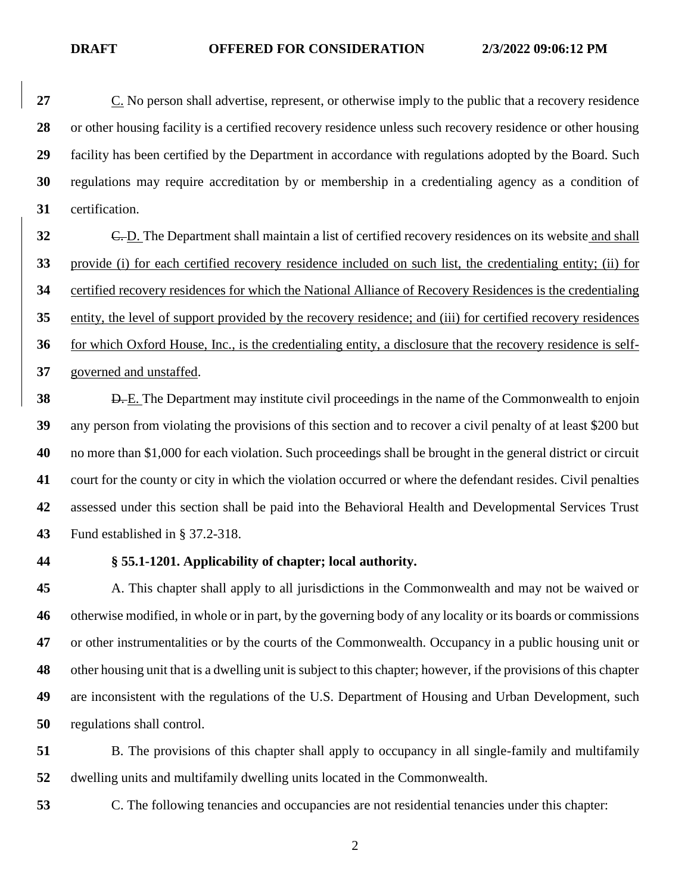C. No person shall advertise, represent, or otherwise imply to the public that a recovery residence or other housing facility is a certified recovery residence unless such recovery residence or other housing facility has been certified by the Department in accordance with regulations adopted by the Board. Such regulations may require accreditation by or membership in a credentialing agency as a condition of certification.

~~C.~~ D. The Department shall maintain a list of certified recovery residences on its website and shall provide (i) for each certified recovery residence included on such list, the credentialing entity; (ii) for certified recovery residences for which the National Alliance of Recovery Residences is the credentialing entity, the level of support provided by the recovery residence; and (iii) for certified recovery residences for which Oxford House, Inc., is the credentialing entity, a disclosure that the recovery residence is self-governed and unstaffed.

~~D.~~ E. The Department may institute civil proceedings in the name of the Commonwealth to enjoin any person from violating the provisions of this section and to recover a civil penalty of at least $200 but no more than $1,000 for each violation. Such proceedings shall be brought in the general district or circuit court for the county or city in which the violation occurred or where the defendant resides. Civil penalties assessed under this section shall be paid into the Behavioral Health and Developmental Services Trust Fund established in § 37.2-318.

**§ 55.1-1201. Applicability of chapter; local authority.**

A. This chapter shall apply to all jurisdictions in the Commonwealth and may not be waived or otherwise modified, in whole or in part, by the governing body of any locality or its boards or commissions or other instrumentalities or by the courts of the Commonwealth. Occupancy in a public housing unit or other housing unit that is a dwelling unit is subject to this chapter; however, if the provisions of this chapter are inconsistent with the regulations of the U.S. Department of Housing and Urban Development, such regulations shall control.

B. The provisions of this chapter shall apply to occupancy in all single-family and multifamily dwelling units and multifamily dwelling units located in the Commonwealth.

C. The following tenancies and occupancies are not residential tenancies under this chapter: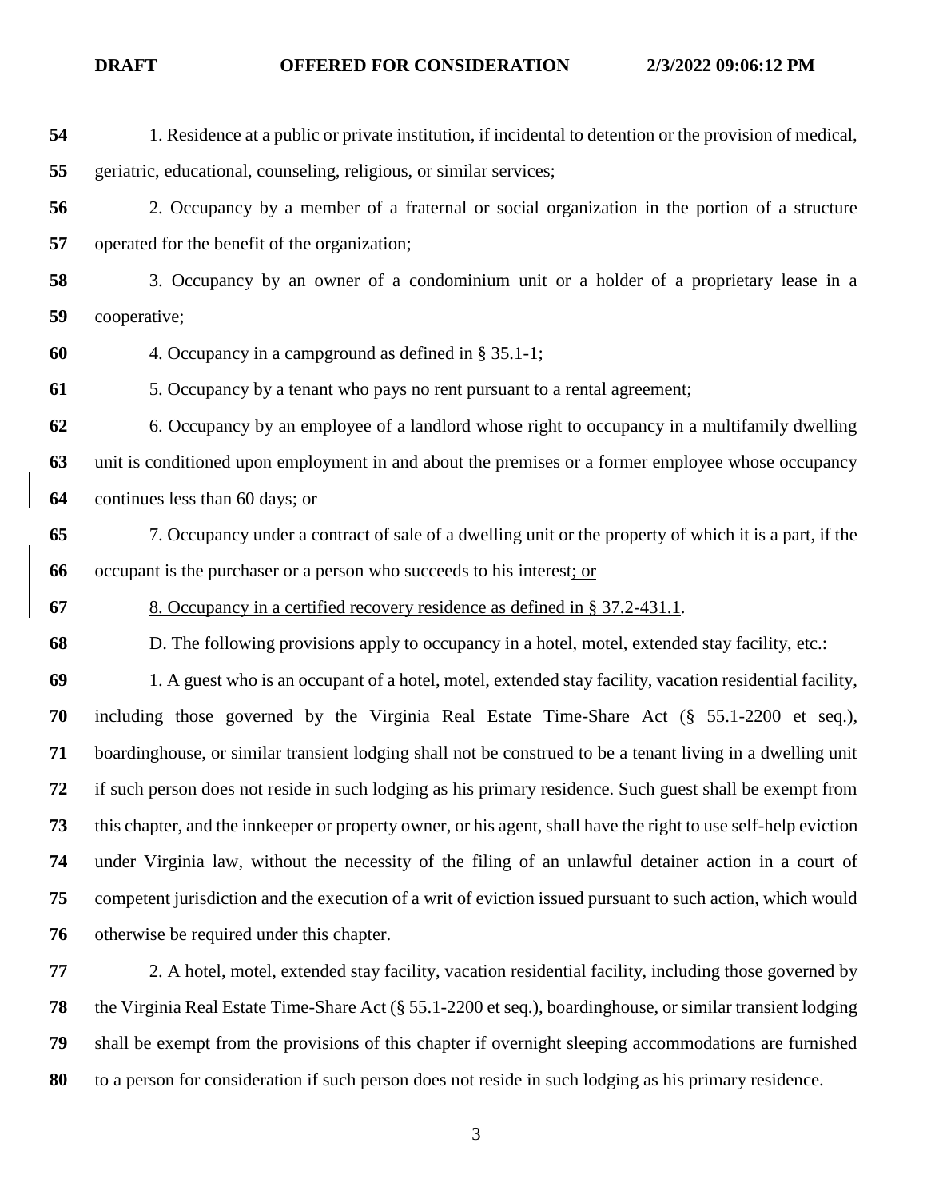1. Residence at a public or private institution, if incidental to detention or the provision of medical, geriatric, educational, counseling, religious, or similar services;

2. Occupancy by a member of a fraternal or social organization in the portion of a structure operated for the benefit of the organization;

3. Occupancy by an owner of a condominium unit or a holder of a proprietary lease in a cooperative;

4. Occupancy in a campground as defined in § 35.1-1;

5. Occupancy by a tenant who pays no rent pursuant to a rental agreement;

6. Occupancy by an employee of a landlord whose right to occupancy in a multifamily dwelling unit is conditioned upon employment in and about the premises or a former employee whose occupancy continues less than 60 days; ~~or~~

7. Occupancy under a contract of sale of a dwelling unit or the property of which it is a part, if the occupant is the purchaser or a person who succeeds to his interest<u>; or</u>

<u>8. Occupancy in a certified recovery residence as defined in § 37.2-431.1</u>.

D. The following provisions apply to occupancy in a hotel, motel, extended stay facility, etc.:

1. A guest who is an occupant of a hotel, motel, extended stay facility, vacation residential facility, including those governed by the Virginia Real Estate Time-Share Act (§ 55.1-2200 et seq.), boardinghouse, or similar transient lodging shall not be construed to be a tenant living in a dwelling unit if such person does not reside in such lodging as his primary residence. Such guest shall be exempt from this chapter, and the innkeeper or property owner, or his agent, shall have the right to use self-help eviction under Virginia law, without the necessity of the filing of an unlawful detainer action in a court of competent jurisdiction and the execution of a writ of eviction issued pursuant to such action, which would otherwise be required under this chapter.

2. A hotel, motel, extended stay facility, vacation residential facility, including those governed by the Virginia Real Estate Time-Share Act (§ 55.1-2200 et seq.), boardinghouse, or similar transient lodging shall be exempt from the provisions of this chapter if overnight sleeping accommodations are furnished to a person for consideration if such person does not reside in such lodging as his primary residence.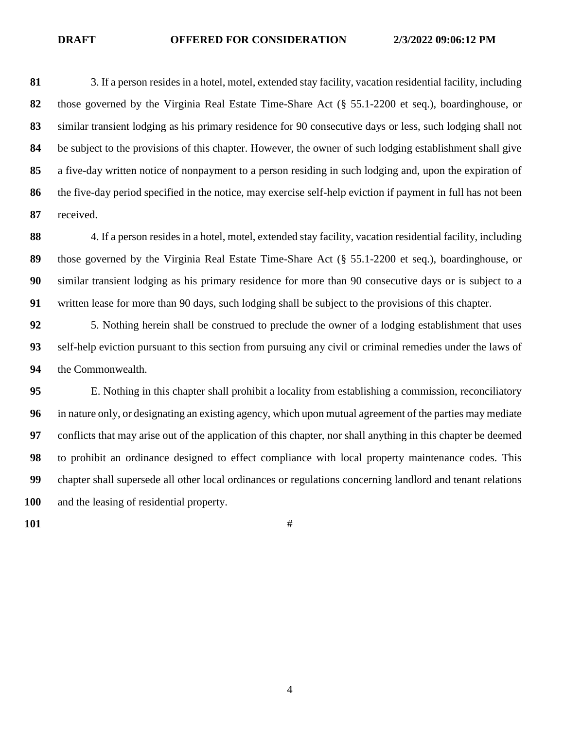3. If a person resides in a hotel, motel, extended stay facility, vacation residential facility, including those governed by the Virginia Real Estate Time-Share Act (§ 55.1-2200 et seq.), boardinghouse, or similar transient lodging as his primary residence for 90 consecutive days or less, such lodging shall not be subject to the provisions of this chapter. However, the owner of such lodging establishment shall give a five-day written notice of nonpayment to a person residing in such lodging and, upon the expiration of the five-day period specified in the notice, may exercise self-help eviction if payment in full has not been received.

4. If a person resides in a hotel, motel, extended stay facility, vacation residential facility, including those governed by the Virginia Real Estate Time-Share Act (§ 55.1-2200 et seq.), boardinghouse, or similar transient lodging as his primary residence for more than 90 consecutive days or is subject to a written lease for more than 90 days, such lodging shall be subject to the provisions of this chapter.

5. Nothing herein shall be construed to preclude the owner of a lodging establishment that uses self-help eviction pursuant to this section from pursuing any civil or criminal remedies under the laws of the Commonwealth.

E. Nothing in this chapter shall prohibit a locality from establishing a commission, reconciliatory in nature only, or designating an existing agency, which upon mutual agreement of the parties may mediate conflicts that may arise out of the application of this chapter, nor shall anything in this chapter be deemed to prohibit an ordinance designed to effect compliance with local property maintenance codes. This chapter shall supersede all other local ordinances or regulations concerning landlord and tenant relations and the leasing of residential property.

#